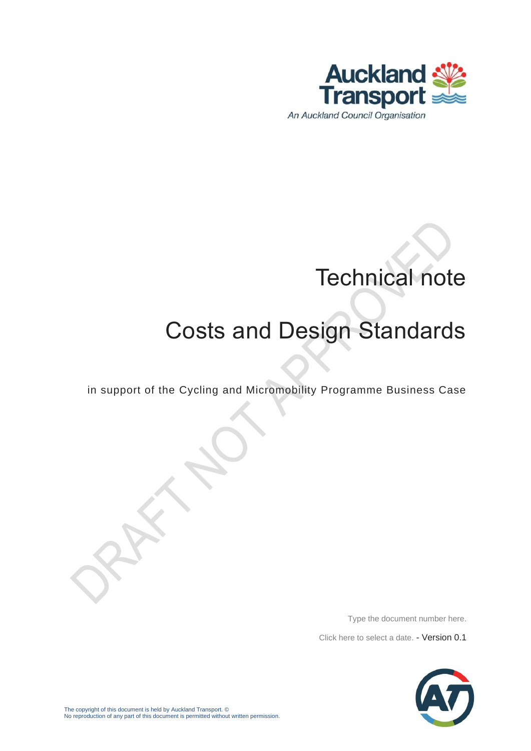Auckland Transport

*An Auckland Council Organisation*

DRAFT NOT APPROVED

# Technical note

# Costs and Design Standards

in support of the Cycling and Micromobility Programme Business Case

Type the document number here.

Click here to select a date. - Version 0.1

The copyright of this document is held by Auckland Transport. ©
No reproduction of any part of this document is permitted without written permission.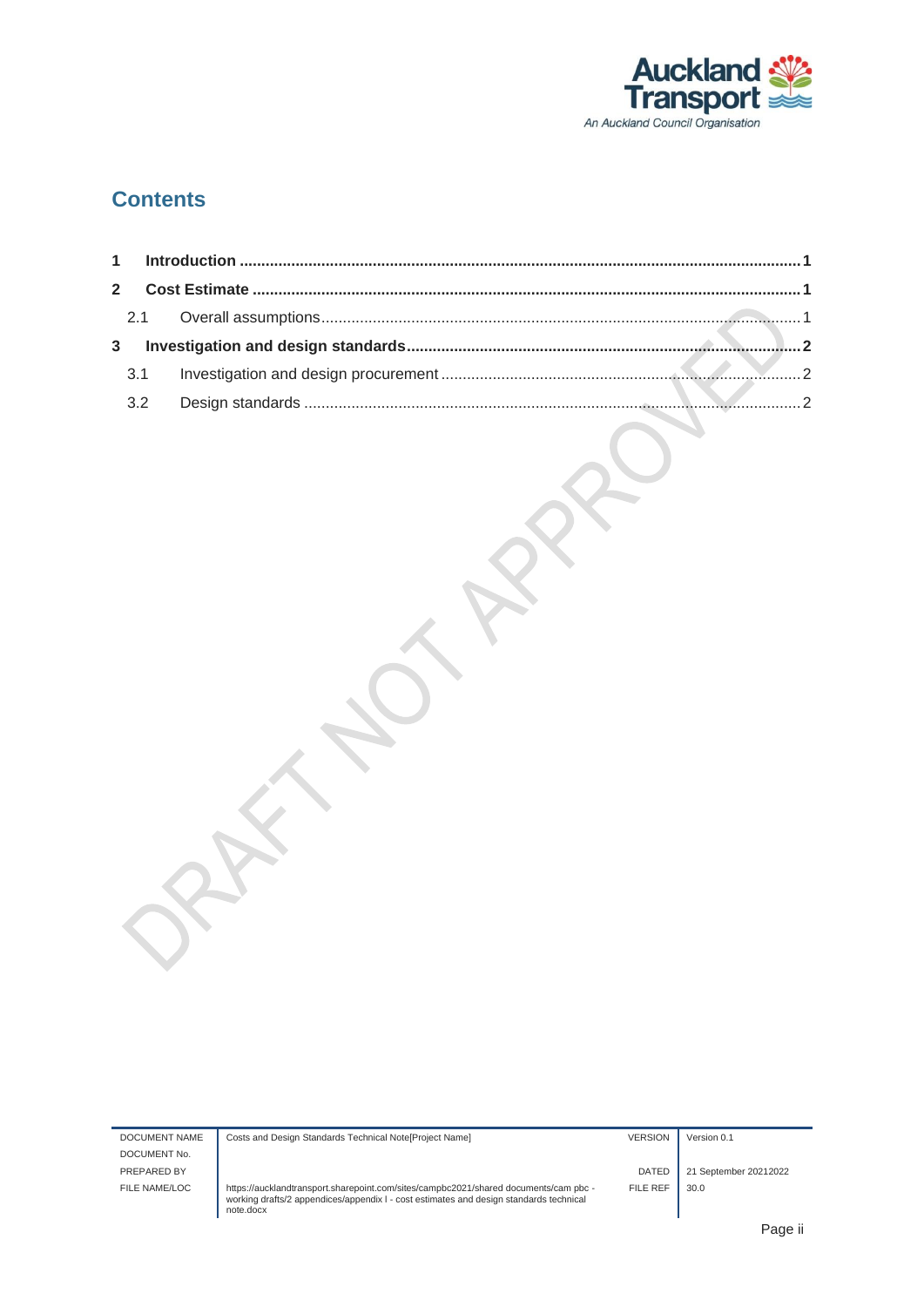# Contents

| | | |
|---|---|---|
| **1** | **Introduction** | **1** |
| **2** | **Cost Estimate** | **1** |
| 2.1 | Overall assumptions | 1 |
| **3** | **Investigation and design standards** | **2** |
| 3.1 | Investigation and design procurement | 2 |
| 3.2 | Design standards | 2 |

DRAFT NOT APPROVED

| | | | |
|---|---|---|---|
| DOCUMENT NAME | Costs and Design Standards Technical Note[Project Name] | VERSION | Version 0.1 |
| DOCUMENT No. | | | |
| PREPARED BY | | DATED | 21 September 20212022 |
| FILE NAME/LOC | https://aucklandtransport.sharepoint.com/sites/campbc2021/shared documents/cam pbc - working drafts/2 appendices/appendix l - cost estimates and design standards technical note.docx | FILE REF | 30.0 |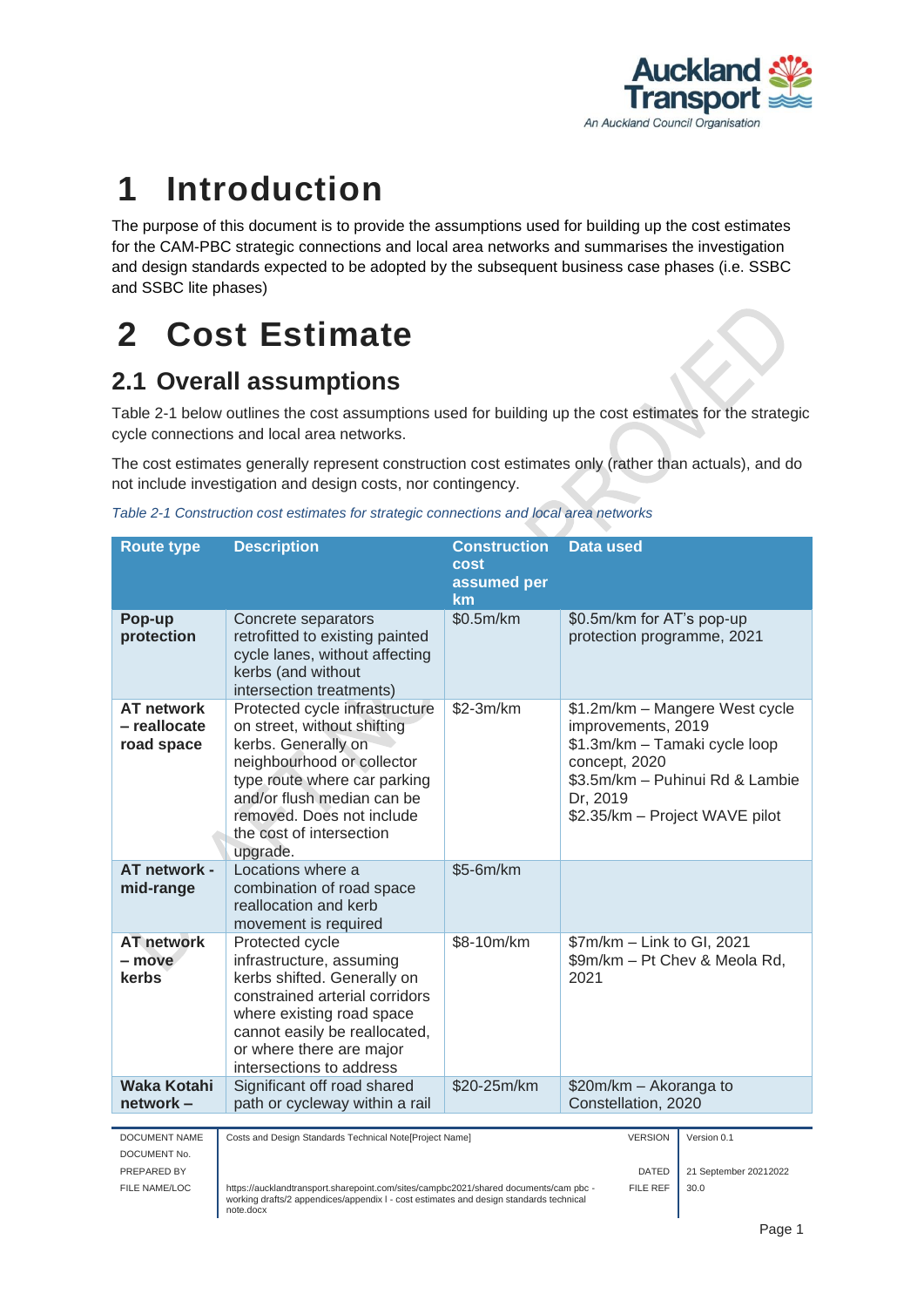# 1 Introduction

The purpose of this document is to provide the assumptions used for building up the cost estimates for the CAM-PBC strategic connections and local area networks and summarises the investigation and design standards expected to be adopted by the subsequent business case phases (i.e. SSBC and SSBC lite phases)

# 2 Cost Estimate

## 2.1 Overall assumptions

Table 2-1 below outlines the cost assumptions used for building up the cost estimates for the strategic cycle connections and local area networks.

The cost estimates generally represent construction cost estimates only (rather than actuals), and do not include investigation and design costs, nor contingency.

*Table 2-1 Construction cost estimates for strategic connections and local area networks*

| Route type | Description | Construction cost assumed per km | Data used |
|---|---|---|---|
| **Pop-up protection** | Concrete separators retrofitted to existing painted cycle lanes, without affecting kerbs (and without intersection treatments) | $0.5m/km | $0.5m/km for AT's pop-up protection programme, 2021 |
| **AT network – reallocate road space** | Protected cycle infrastructure on street, without shifting kerbs. Generally on neighbourhood or collector type route where car parking and/or flush median can be removed. Does not include the cost of intersection upgrade. | $2-3m/km | $1.2m/km – Mangere West cycle improvements, 2019<br>$1.3m/km – Tamaki cycle loop concept, 2020<br>$3.5m/km – Puhinui Rd & Lambie Dr, 2019<br>$2.35/km – Project WAVE pilot |
| **AT network - mid-range** | Locations where a combination of road space reallocation and kerb movement is required | $5-6m/km | |
| **AT network – move kerbs** | Protected cycle infrastructure, assuming kerbs shifted. Generally on constrained arterial corridors where existing road space cannot easily be reallocated, or where there are major intersections to address | $8-10m/km | $7m/km – Link to GI, 2021<br>$9m/km – Pt Chev & Meola Rd, 2021 |
| **Waka Kotahi network –** | Significant off road shared path or cycleway within a rail | $20-25m/km | $20m/km – Akoranga to Constellation, 2020 |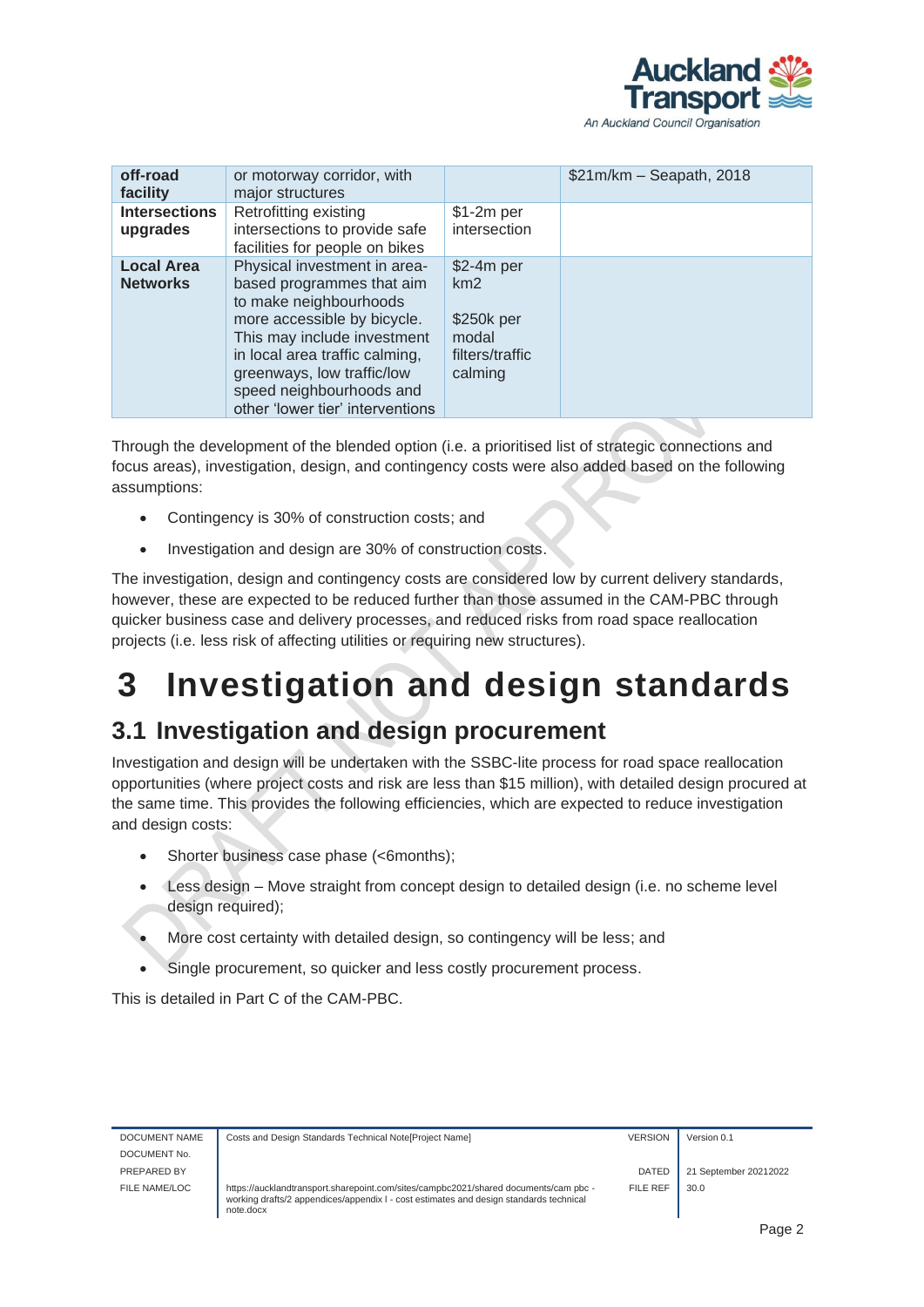| off-road facility | or motorway corridor, with major structures | | $21m/km – Seapath, 2018 |
|---|---|---|---|
| **Intersections upgrades** | Retrofitting existing intersections to provide safe facilities for people on bikes | $1-2m per intersection | |
| **Local Area Networks** | Physical investment in area-based programmes that aim to make neighbourhoods more accessible by bicycle. This may include investment in local area traffic calming, greenways, low traffic/low speed neighbourhoods and other 'lower tier' interventions | $2-4m per km2<br><br>$250k per modal filters/traffic calming | |

Through the development of the blended option (i.e. a prioritised list of strategic connections and focus areas), investigation, design, and contingency costs were also added based on the following assumptions:

- Contingency is 30% of construction costs; and
- Investigation and design are 30% of construction costs.

The investigation, design and contingency costs are considered low by current delivery standards, however, these are expected to be reduced further than those assumed in the CAM-PBC through quicker business case and delivery processes, and reduced risks from road space reallocation projects (i.e. less risk of affecting utilities or requiring new structures).

# 3 Investigation and design standards

## 3.1 Investigation and design procurement

Investigation and design will be undertaken with the SSBC-lite process for road space reallocation opportunities (where project costs and risk are less than $15 million), with detailed design procured at the same time. This provides the following efficiencies, which are expected to reduce investigation and design costs:

- Shorter business case phase (<6months);
- Less design – Move straight from concept design to detailed design (i.e. no scheme level design required);
- More cost certainty with detailed design, so contingency will be less; and
- Single procurement, so quicker and less costly procurement process.

This is detailed in Part C of the CAM-PBC.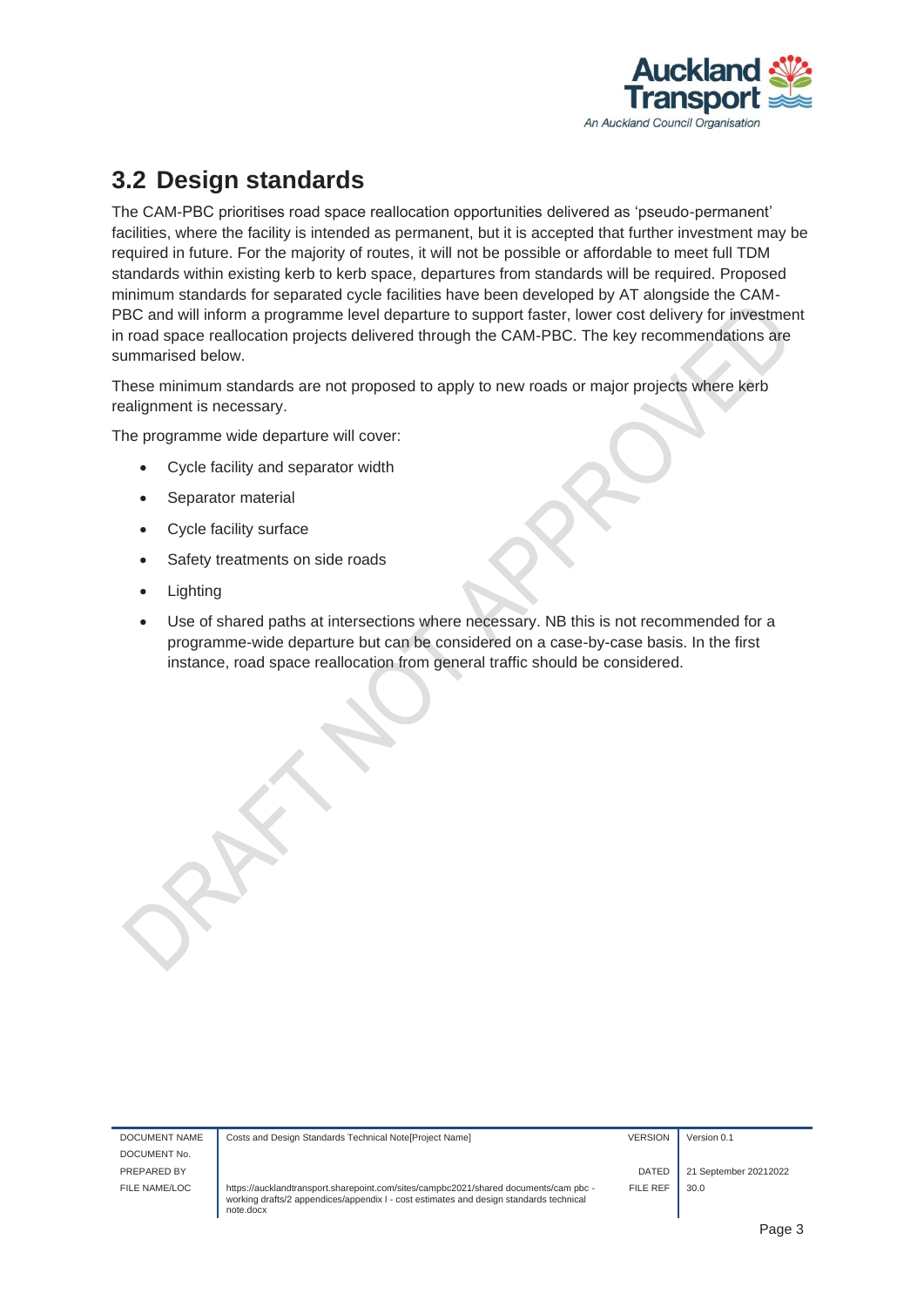## 3.2 Design standards

The CAM-PBC prioritises road space reallocation opportunities delivered as 'pseudo-permanent' facilities, where the facility is intended as permanent, but it is accepted that further investment may be required in future. For the majority of routes, it will not be possible or affordable to meet full TDM standards within existing kerb to kerb space, departures from standards will be required. Proposed minimum standards for separated cycle facilities have been developed by AT alongside the CAM-PBC and will inform a programme level departure to support faster, lower cost delivery for investment in road space reallocation projects delivered through the CAM-PBC. The key recommendations are summarised below.

These minimum standards are not proposed to apply to new roads or major projects where kerb realignment is necessary.

The programme wide departure will cover:

- Cycle facility and separator width
- Separator material
- Cycle facility surface
- Safety treatments on side roads
- Lighting
- Use of shared paths at intersections where necessary. NB this is not recommended for a programme-wide departure but can be considered on a case-by-case basis. In the first instance, road space reallocation from general traffic should be considered.